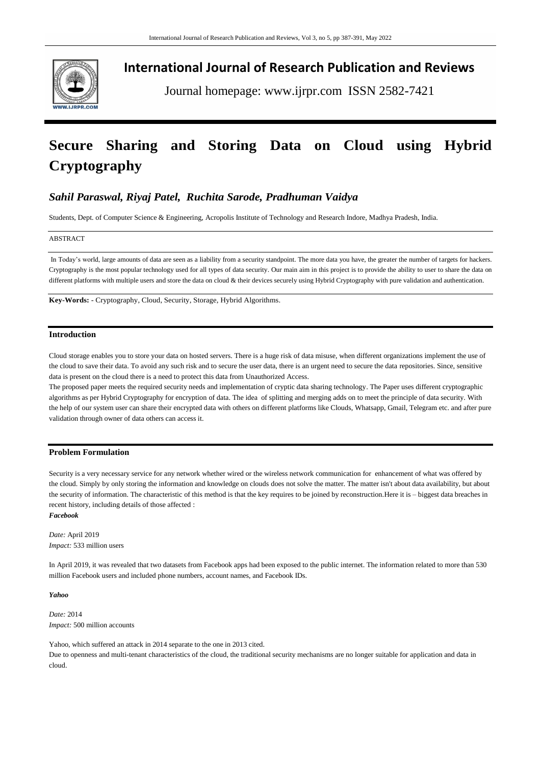# International Journal of Research Publication and Reviews

Journal homepage: www.ijrpr.com ISSN 2582-7421

# Secure Sharing and Storing Data on Cloud using Hybrid Cryptography

## *Sahil Paraswal, Riyaj Patel, Ruchita Sarode, Pradhuman Vaidya*

Students, Dept. of Computer Science & Engineering, Acropolis Institute of Technology and Research Indore, Madhya Pradesh, India.

ABSTRACT

In Today's world, large amounts of data are seen as a liability from a security standpoint. The more data you have, the greater the number of targets for hackers. Cryptography is the most popular technology used for all types of data security. Our main aim in this project is to provide the ability to user to share the data on different platforms with multiple users and store the data on cloud & their devices securely using Hybrid Cryptography with pure validation and authentication.

**Key-Words:** - Cryptography, Cloud, Security, Storage, Hybrid Algorithms.

## Introduction

Cloud storage enables you to store your data on hosted servers. There is a huge risk of data misuse, when different organizations implement the use of the cloud to save their data. To avoid any such risk and to secure the user data, there is an urgent need to secure the data repositories. Since, sensitive data is present on the cloud there is a need to protect this data from Unauthorized Access.

The proposed paper meets the required security needs and implementation of cryptic data sharing technology. The Paper uses different cryptographic algorithms as per Hybrid Cryptography for encryption of data. The idea of splitting and merging adds on to meet the principle of data security. With the help of our system user can share their encrypted data with others on different platforms like Clouds, Whatsapp, Gmail, Telegram etc. and after pure validation through owner of data others can access it.

## Problem Formulation

Security is a very necessary service for any network whether wired or the wireless network communication for enhancement of what was offered by the cloud. Simply by only storing the information and knowledge on clouds does not solve the matter. The matter isn't about data availability, but about the security of information. The characteristic of this method is that the key requires to be joined by reconstruction.Here it is – biggest data breaches in recent history, including details of those affected :

***Facebook***

*Date:* April 2019
*Impact:* 533 million users

In April 2019, it was revealed that two datasets from Facebook apps had been exposed to the public internet. The information related to more than 530 million Facebook users and included phone numbers, account names, and Facebook IDs.

***Yahoo***

*Date:* 2014
*Impact:* 500 million accounts

Yahoo, which suffered an attack in 2014 separate to the one in 2013 cited.
Due to openness and multi-tenant characteristics of the cloud, the traditional security mechanisms are no longer suitable for application and data in cloud.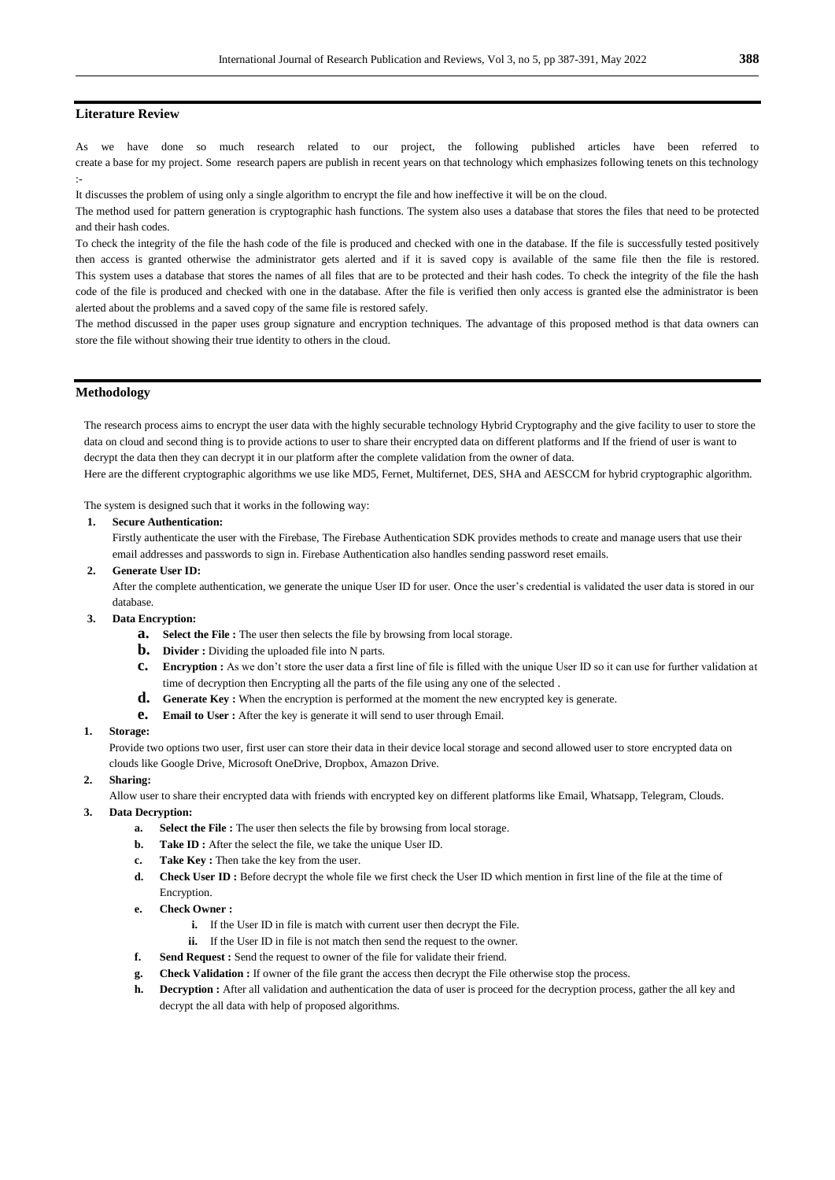## Literature Review

As we have done so much research related to our project, the following published articles have been referred to create a base for my project. Some research papers are publish in recent years on that technology which emphasizes following tenets on this technology :-

It discusses the problem of using only a single algorithm to encrypt the file and how ineffective it will be on the cloud.

The method used for pattern generation is cryptographic hash functions. The system also uses a database that stores the files that need to be protected and their hash codes.

To check the integrity of the file the hash code of the file is produced and checked with one in the database. If the file is successfully tested positively then access is granted otherwise the administrator gets alerted and if it is saved copy is available of the same file then the file is restored. This system uses a database that stores the names of all files that are to be protected and their hash codes. To check the integrity of the file the hash code of the file is produced and checked with one in the database. After the file is verified then only access is granted else the administrator is been alerted about the problems and a saved copy of the same file is restored safely.

The method discussed in the paper uses group signature and encryption techniques. The advantage of this proposed method is that data owners can store the file without showing their true identity to others in the cloud.

## Methodology

The research process aims to encrypt the user data with the highly securable technology Hybrid Cryptography and the give facility to user to store the data on cloud and second thing is to provide actions to user to share their encrypted data on different platforms and If the friend of user is want to decrypt the data then they can decrypt it in our platform after the complete validation from the owner of data.

Here are the different cryptographic algorithms we use like MD5, Fernet, Multifernet, DES, SHA and AESCCM for hybrid cryptographic algorithm.

The system is designed such that it works in the following way:

1. **Secure Authentication:**
   Firstly authenticate the user with the Firebase, The Firebase Authentication SDK provides methods to create and manage users that use their email addresses and passwords to sign in. Firebase Authentication also handles sending password reset emails.
2. **Generate User ID:**
   After the complete authentication, we generate the unique User ID for user. Once the user's credential is validated the user data is stored in our database.
3. **Data Encryption:**
   a. **Select the File :** The user then selects the file by browsing from local storage.
   b. **Divider :** Dividing the uploaded file into N parts.
   c. **Encryption :** As we don't store the user data a first line of file is filled with the unique User ID so it can use for further validation at time of decryption then Encrypting all the parts of the file using any one of the selected .
   d. **Generate Key :** When the encryption is performed at the moment the new encrypted key is generate.
   e. **Email to User :** After the key is generate it will send to user through Email.

1. **Storage:**
   Provide two options two user, first user can store their data in their device local storage and second allowed user to store encrypted data on clouds like Google Drive, Microsoft OneDrive, Dropbox, Amazon Drive.
2. **Sharing:**
   Allow user to share their encrypted data with friends with encrypted key on different platforms like Email, Whatsapp, Telegram, Clouds.
3. **Data Decryption:**
   a. **Select the File :** The user then selects the file by browsing from local storage.
   b. **Take ID :** After the select the file, we take the unique User ID.
   c. **Take Key :** Then take the key from the user.
   d. **Check User ID :** Before decrypt the whole file we first check the User ID which mention in first line of the file at the time of Encryption.
   e. **Check Owner :**
      i. If the User ID in file is match with current user then decrypt the File.
      ii. If the User ID in file is not match then send the request to the owner.
   f. **Send Request :** Send the request to owner of the file for validate their friend.
   g. **Check Validation :** If owner of the file grant the access then decrypt the File otherwise stop the process.
   h. **Decryption :** After all validation and authentication the data of user is proceed for the decryption process, gather the all key and decrypt the all data with help of proposed algorithms.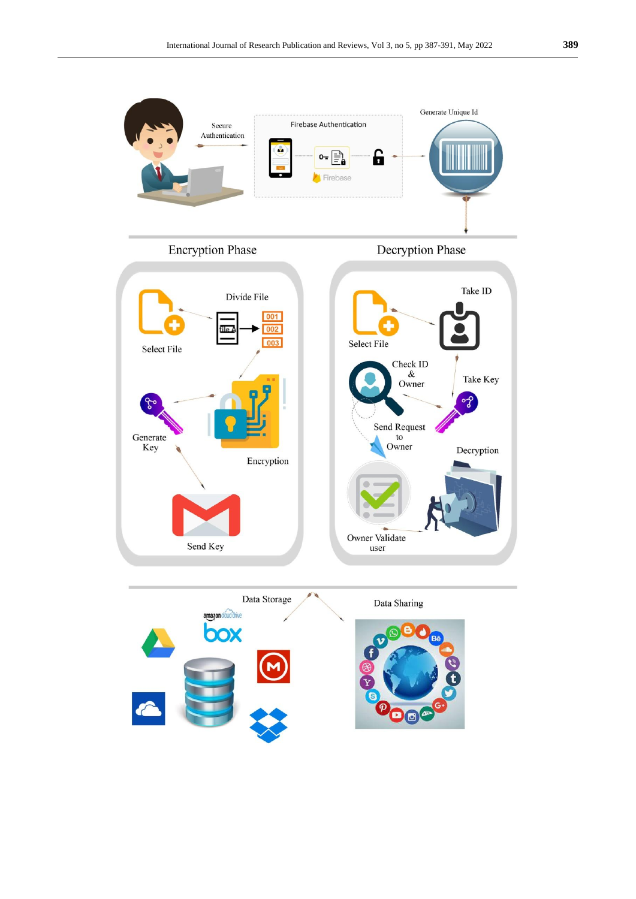Secure Authentication

Firebase Authentication

Firebase

Generate Unique Id

Encryption Phase

Select File

Divide File

file A

001

002

003

Generate Key

Encryption

Send Key

Decryption Phase

Select File

Take ID

Check ID & Owner

Take Key

Send Request to Owner

Decryption

Owner Validate user

Data Storage

amazon cloud drive

box

Data Sharing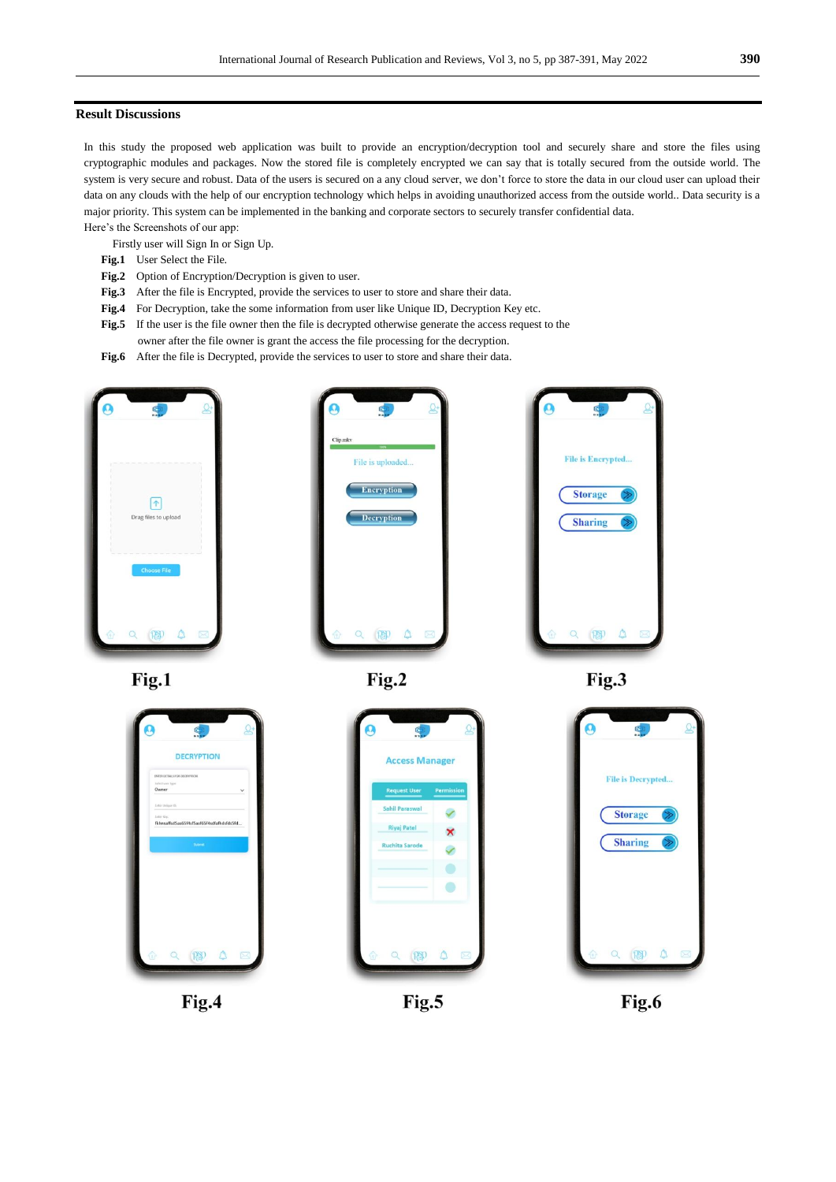## Result Discussions

In this study the proposed web application was built to provide an encryption/decryption tool and securely share and store the files using cryptographic modules and packages. Now the stored file is completely encrypted we can say that is totally secured from the outside world. The system is very secure and robust. Data of the users is secured on a any cloud server, we don't force to store the data in our cloud user can upload their data on any clouds with the help of our encryption technology which helps in avoiding unauthorized access from the outside world.. Data security is a major priority. This system can be implemented in the banking and corporate sectors to securely transfer confidential data.

Here's the Screenshots of our app:

Firstly user will Sign In or Sign Up.

**Fig.1** User Select the File.

**Fig.2** Option of Encryption/Decryption is given to user.

**Fig.3** After the file is Encrypted, provide the services to user to store and share their data.

**Fig.4** For Decryption, take the some information from user like Unique ID, Decryption Key etc.

**Fig.5** If the user is the file owner then the file is decrypted otherwise generate the access request to the owner after the file owner is grant the access the file processing for the decryption.

**Fig.6** After the file is Decrypted, provide the services to user to store and share their data.

Fig.1

Fig.2

Fig.3

Fig.4

Fig.5

Fig.6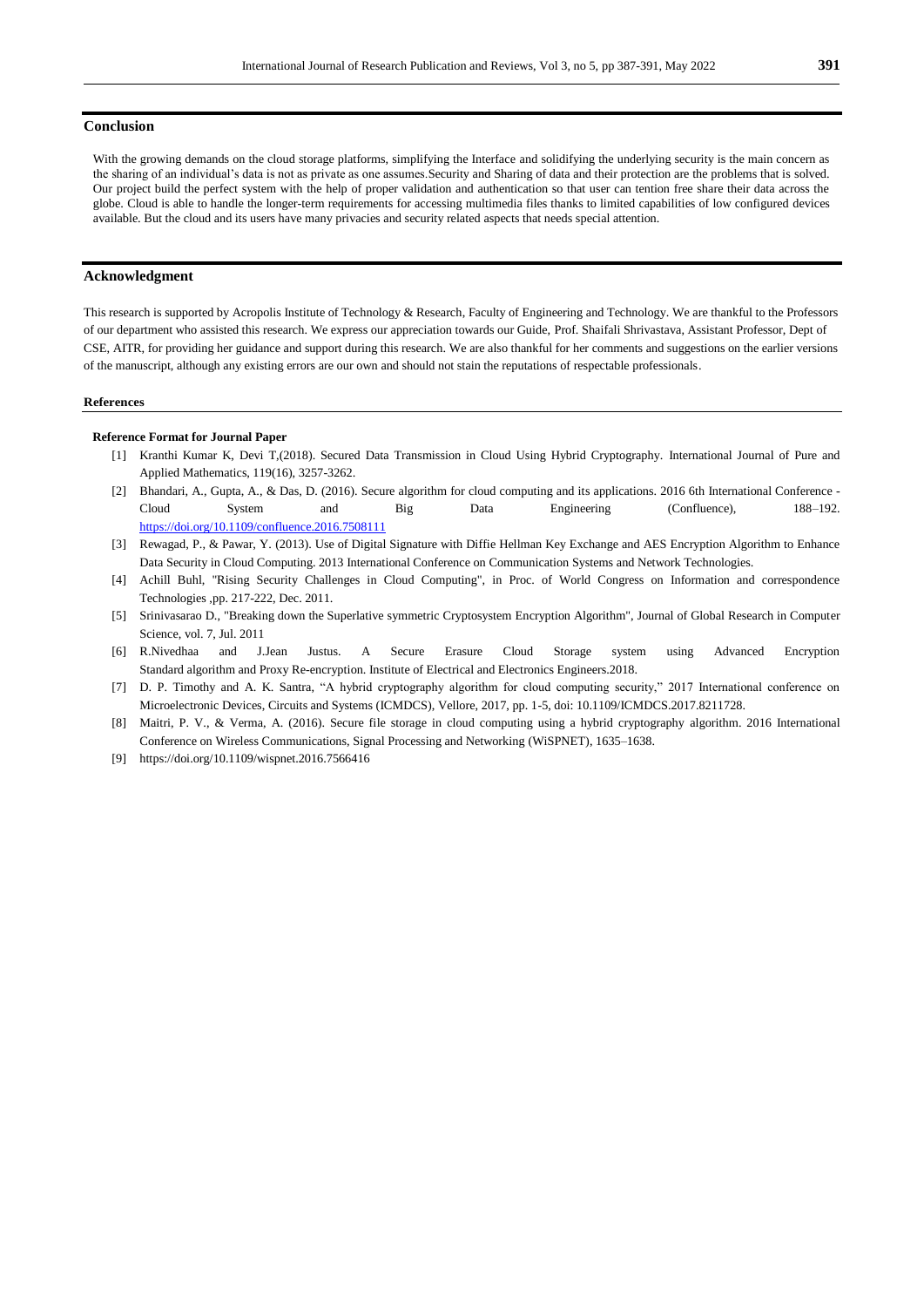## Conclusion

With the growing demands on the cloud storage platforms, simplifying the Interface and solidifying the underlying security is the main concern as the sharing of an individual's data is not as private as one assumes.Security and Sharing of data and their protection are the problems that is solved. Our project build the perfect system with the help of proper validation and authentication so that user can tention free share their data across the globe. Cloud is able to handle the longer-term requirements for accessing multimedia files thanks to limited capabilities of low configured devices available. But the cloud and its users have many privacies and security related aspects that needs special attention.

## Acknowledgment

This research is supported by Acropolis Institute of Technology & Research, Faculty of Engineering and Technology. We are thankful to the Professors of our department who assisted this research. We express our appreciation towards our Guide, Prof. Shaifali Shrivastava, Assistant Professor, Dept of CSE, AITR, for providing her guidance and support during this research. We are also thankful for her comments and suggestions on the earlier versions of the manuscript, although any existing errors are our own and should not stain the reputations of respectable professionals.

## References

**Reference Format for Journal Paper**

[1] Kranthi Kumar K, Devi T,(2018). Secured Data Transmission in Cloud Using Hybrid Cryptography. International Journal of Pure and Applied Mathematics, 119(16), 3257-3262.

[2] Bhandari, A., Gupta, A., & Das, D. (2016). Secure algorithm for cloud computing and its applications. 2016 6th International Conference - Cloud System and Big Data Engineering (Confluence), 188–192. https://doi.org/10.1109/confluence.2016.7508111

[3] Rewagad, P., & Pawar, Y. (2013). Use of Digital Signature with Diffie Hellman Key Exchange and AES Encryption Algorithm to Enhance Data Security in Cloud Computing. 2013 International Conference on Communication Systems and Network Technologies.

[4] Achill Buhl, "Rising Security Challenges in Cloud Computing", in Proc. of World Congress on Information and correspondence Technologies ,pp. 217-222, Dec. 2011.

[5] Srinivasarao D., "Breaking down the Superlative symmetric Cryptosystem Encryption Algorithm", Journal of Global Research in Computer Science, vol. 7, Jul. 2011

[6] R.Nivedhaa and J.Jean Justus. A Secure Erasure Cloud Storage system using Advanced Encryption Standard algorithm and Proxy Re-encryption. Institute of Electrical and Electronics Engineers.2018.

[7] D. P. Timothy and A. K. Santra, "A hybrid cryptography algorithm for cloud computing security," 2017 International conference on Microelectronic Devices, Circuits and Systems (ICMDCS), Vellore, 2017, pp. 1-5, doi: 10.1109/ICMDCS.2017.8211728.

[8] Maitri, P. V., & Verma, A. (2016). Secure file storage in cloud computing using a hybrid cryptography algorithm. 2016 International Conference on Wireless Communications, Signal Processing and Networking (WiSPNET), 1635–1638.

[9] https://doi.org/10.1109/wispnet.2016.7566416